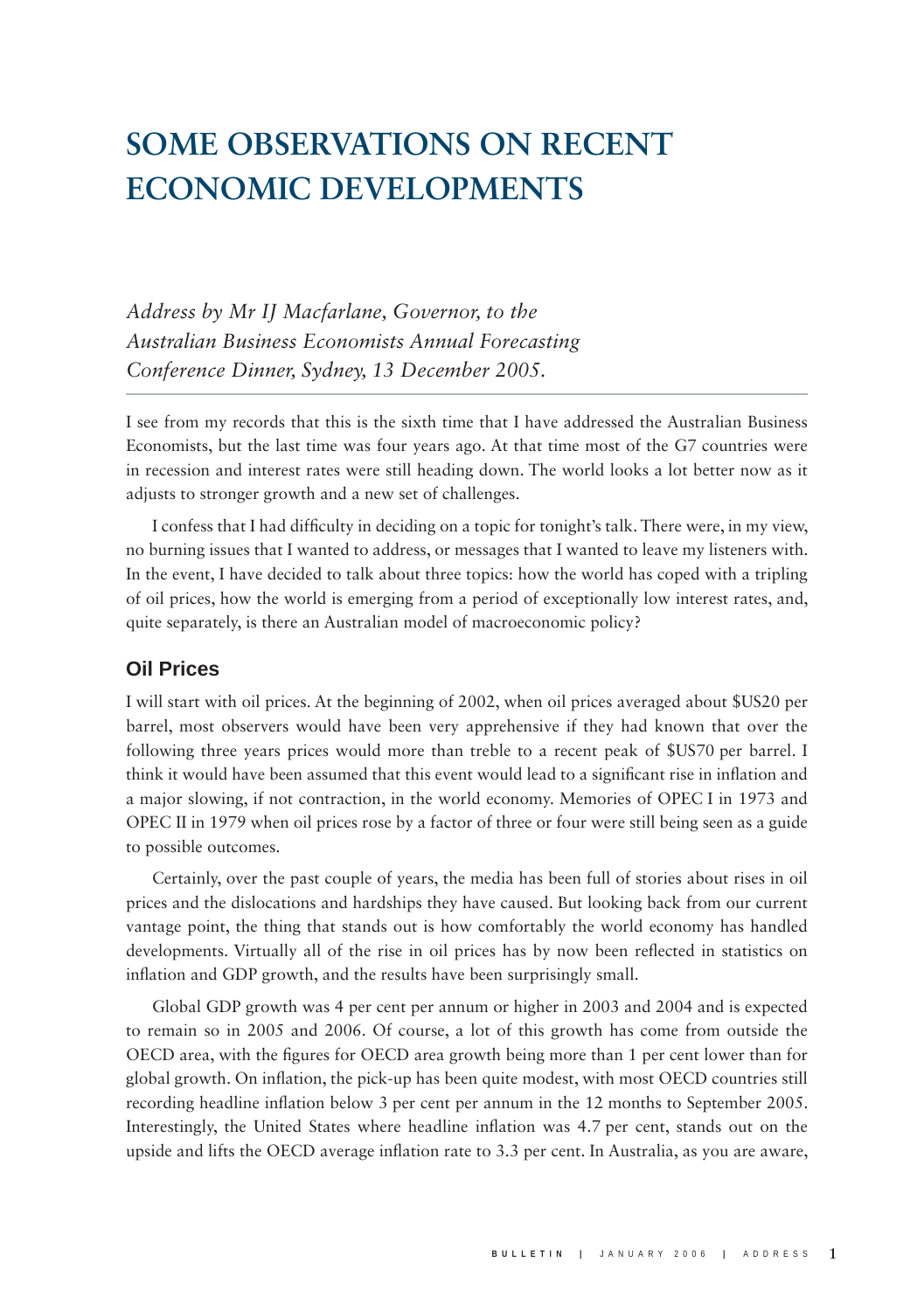# SOME OBSERVATIONS ON RECENT ECONOMIC DEVELOPMENTS

*Address by Mr IJ Macfarlane, Governor, to the Australian Business Economists Annual Forecasting Conference Dinner, Sydney, 13 December 2005.*

I see from my records that this is the sixth time that I have addressed the Australian Business Economists, but the last time was four years ago. At that time most of the G7 countries were in recession and interest rates were still heading down. The world looks a lot better now as it adjusts to stronger growth and a new set of challenges.

I confess that I had difficulty in deciding on a topic for tonight's talk. There were, in my view, no burning issues that I wanted to address, or messages that I wanted to leave my listeners with. In the event, I have decided to talk about three topics: how the world has coped with a tripling of oil prices, how the world is emerging from a period of exceptionally low interest rates, and, quite separately, is there an Australian model of macroeconomic policy?

## Oil Prices

I will start with oil prices. At the beginning of 2002, when oil prices averaged about $US20 per barrel, most observers would have been very apprehensive if they had known that over the following three years prices would more than treble to a recent peak of $US70 per barrel. I think it would have been assumed that this event would lead to a significant rise in inflation and a major slowing, if not contraction, in the world economy. Memories of OPEC I in 1973 and OPEC II in 1979 when oil prices rose by a factor of three or four were still being seen as a guide to possible outcomes.

Certainly, over the past couple of years, the media has been full of stories about rises in oil prices and the dislocations and hardships they have caused. But looking back from our current vantage point, the thing that stands out is how comfortably the world economy has handled developments. Virtually all of the rise in oil prices has by now been reflected in statistics on inflation and GDP growth, and the results have been surprisingly small.

Global GDP growth was 4 per cent per annum or higher in 2003 and 2004 and is expected to remain so in 2005 and 2006. Of course, a lot of this growth has come from outside the OECD area, with the figures for OECD area growth being more than 1 per cent lower than for global growth. On inflation, the pick-up has been quite modest, with most OECD countries still recording headline inflation below 3 per cent per annum in the 12 months to September 2005. Interestingly, the United States where headline inflation was 4.7 per cent, stands out on the upside and lifts the OECD average inflation rate to 3.3 per cent. In Australia, as you are aware,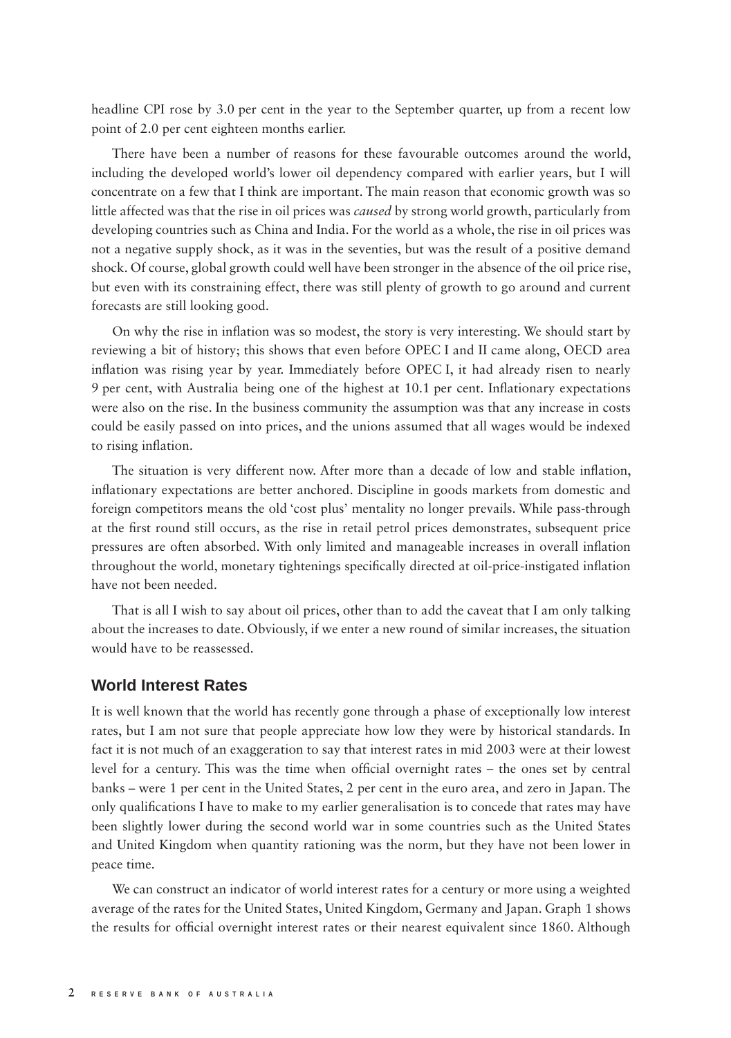headline CPI rose by 3.0 per cent in the year to the September quarter, up from a recent low point of 2.0 per cent eighteen months earlier.

There have been a number of reasons for these favourable outcomes around the world, including the developed world's lower oil dependency compared with earlier years, but I will concentrate on a few that I think are important. The main reason that economic growth was so little affected was that the rise in oil prices was *caused* by strong world growth, particularly from developing countries such as China and India. For the world as a whole, the rise in oil prices was not a negative supply shock, as it was in the seventies, but was the result of a positive demand shock. Of course, global growth could well have been stronger in the absence of the oil price rise, but even with its constraining effect, there was still plenty of growth to go around and current forecasts are still looking good.

On why the rise in inflation was so modest, the story is very interesting. We should start by reviewing a bit of history; this shows that even before OPEC I and II came along, OECD area inflation was rising year by year. Immediately before OPEC I, it had already risen to nearly 9 per cent, with Australia being one of the highest at 10.1 per cent. Inflationary expectations were also on the rise. In the business community the assumption was that any increase in costs could be easily passed on into prices, and the unions assumed that all wages would be indexed to rising inflation.

The situation is very different now. After more than a decade of low and stable inflation, inflationary expectations are better anchored. Discipline in goods markets from domestic and foreign competitors means the old 'cost plus' mentality no longer prevails. While pass-through at the first round still occurs, as the rise in retail petrol prices demonstrates, subsequent price pressures are often absorbed. With only limited and manageable increases in overall inflation throughout the world, monetary tightenings specifically directed at oil-price-instigated inflation have not been needed.

That is all I wish to say about oil prices, other than to add the caveat that I am only talking about the increases to date. Obviously, if we enter a new round of similar increases, the situation would have to be reassessed.

## World Interest Rates

It is well known that the world has recently gone through a phase of exceptionally low interest rates, but I am not sure that people appreciate how low they were by historical standards. In fact it is not much of an exaggeration to say that interest rates in mid 2003 were at their lowest level for a century. This was the time when official overnight rates – the ones set by central banks – were 1 per cent in the United States, 2 per cent in the euro area, and zero in Japan. The only qualifications I have to make to my earlier generalisation is to concede that rates may have been slightly lower during the second world war in some countries such as the United States and United Kingdom when quantity rationing was the norm, but they have not been lower in peace time.

We can construct an indicator of world interest rates for a century or more using a weighted average of the rates for the United States, United Kingdom, Germany and Japan. Graph 1 shows the results for official overnight interest rates or their nearest equivalent since 1860. Although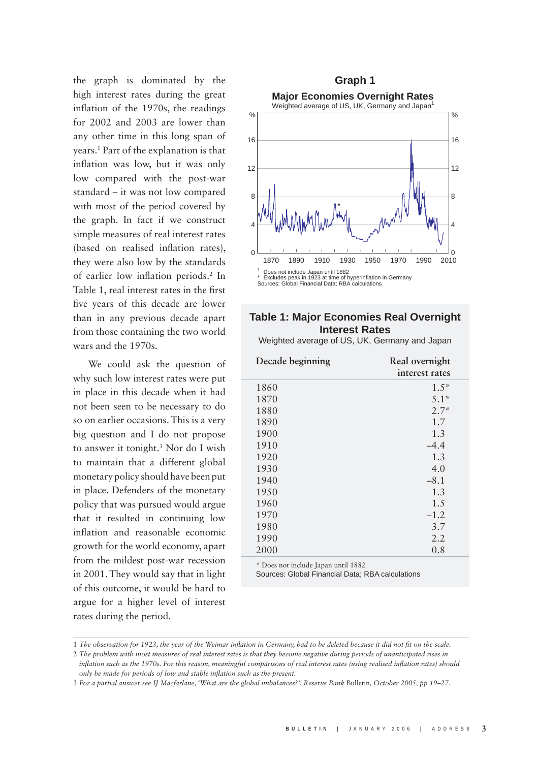the graph is dominated by the high interest rates during the great inflation of the 1970s, the readings for 2002 and 2003 are lower than any other time in this long span of years.[1] Part of the explanation is that inflation was low, but it was only low compared with the post-war standard – it was not low compared with most of the period covered by the graph. In fact if we construct simple measures of real interest rates (based on realised inflation rates), they were also low by the standards of earlier low inflation periods.[2] In Table 1, real interest rates in the first five years of this decade are lower than in any previous decade apart from those containing the two world wars and the 1970s.

We could ask the question of why such low interest rates were put in place in this decade when it had not been seen to be necessary to do so on earlier occasions. This is a very big question and I do not propose to answer it tonight.[3] Nor do I wish to maintain that a different global monetary policy should have been put in place. Defenders of the monetary policy that was pursued would argue that it resulted in continuing low inflation and reasonable economic growth for the world economy, apart from the mildest post-war recession in 2001. They would say that in light of this outcome, it would be hard to argue for a higher level of interest rates during the period.

**Graph 1**

**Major Economies Overnight Rates**

Weighted average of US, UK, Germany and Japan[1]

1 Does not include Japan until 1882
\* Excludes peak in 1923 at time of hyperinflation in Germany
Sources: Global Financial Data; RBA calculations

**Table 1: Major Economies Real Overnight Interest Rates**

Weighted average of US, UK, Germany and Japan

| Decade beginning | Real overnight interest rates |
|---|---|
| 1860 | 1.5* |
| 1870 | 5.1* |
| 1880 | 2.7* |
| 1890 | 1.7 |
| 1900 | 1.3 |
| 1910 | –4.4 |
| 1920 | 1.3 |
| 1930 | 4.0 |
| 1940 | –8.1 |
| 1950 | 1.3 |
| 1960 | 1.5 |
| 1970 | –1.2 |
| 1980 | 3.7 |
| 1990 | 2.2 |
| 2000 | 0.8 |

\* Does not include Japan until 1882
Sources: Global Financial Data; RBA calculations

---

1 *The observation for 1923, the year of the Weimar inflation in Germany, had to be deleted because it did not fit on the scale.*

2 *The problem with most measures of real interest rates is that they become negative during periods of unanticipated rises in inflation such as the 1970s. For this reason, meaningful comparisons of real interest rates (using realised inflation rates) should only be made for periods of low and stable inflation such as the present.*

3 *For a partial answer see IJ Macfarlane, 'What are the global imbalances?', Reserve Bank* Bulletin*, October 2005, pp 19–27.*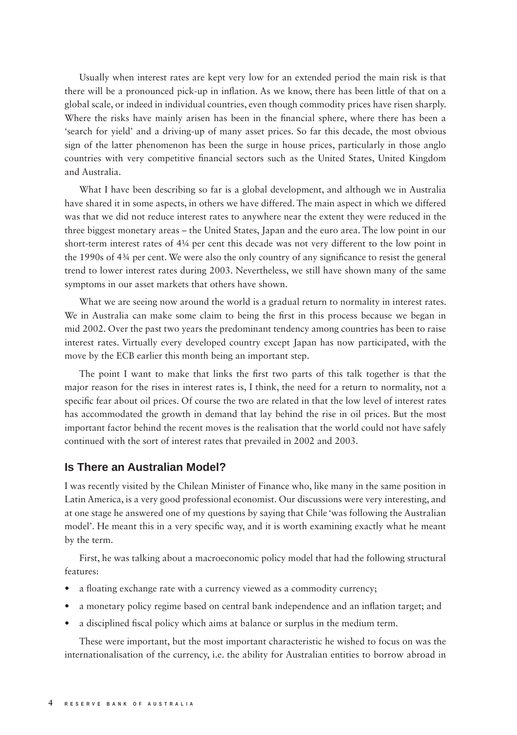Usually when interest rates are kept very low for an extended period the main risk is that there will be a pronounced pick-up in inflation. As we know, there has been little of that on a global scale, or indeed in individual countries, even though commodity prices have risen sharply. Where the risks have mainly arisen has been in the financial sphere, where there has been a 'search for yield' and a driving-up of many asset prices. So far this decade, the most obvious sign of the latter phenomenon has been the surge in house prices, particularly in those anglo countries with very competitive financial sectors such as the United States, United Kingdom and Australia.

What I have been describing so far is a global development, and although we in Australia have shared it in some aspects, in others we have differed. The main aspect in which we differed was that we did not reduce interest rates to anywhere near the extent they were reduced in the three biggest monetary areas – the United States, Japan and the euro area. The low point in our short-term interest rates of 4¼ per cent this decade was not very different to the low point in the 1990s of 4¾ per cent. We were also the only country of any significance to resist the general trend to lower interest rates during 2003. Nevertheless, we still have shown many of the same symptoms in our asset markets that others have shown.

What we are seeing now around the world is a gradual return to normality in interest rates. We in Australia can make some claim to being the first in this process because we began in mid 2002. Over the past two years the predominant tendency among countries has been to raise interest rates. Virtually every developed country except Japan has now participated, with the move by the ECB earlier this month being an important step.

The point I want to make that links the first two parts of this talk together is that the major reason for the rises in interest rates is, I think, the need for a return to normality, not a specific fear about oil prices. Of course the two are related in that the low level of interest rates has accommodated the growth in demand that lay behind the rise in oil prices. But the most important factor behind the recent moves is the realisation that the world could not have safely continued with the sort of interest rates that prevailed in 2002 and 2003.

## Is There an Australian Model?

I was recently visited by the Chilean Minister of Finance who, like many in the same position in Latin America, is a very good professional economist. Our discussions were very interesting, and at one stage he answered one of my questions by saying that Chile 'was following the Australian model'. He meant this in a very specific way, and it is worth examining exactly what he meant by the term.

First, he was talking about a macroeconomic policy model that had the following structural features:

- a floating exchange rate with a currency viewed as a commodity currency;
- a monetary policy regime based on central bank independence and an inflation target; and
- a disciplined fiscal policy which aims at balance or surplus in the medium term.

These were important, but the most important characteristic he wished to focus on was the internationalisation of the currency, i.e. the ability for Australian entities to borrow abroad in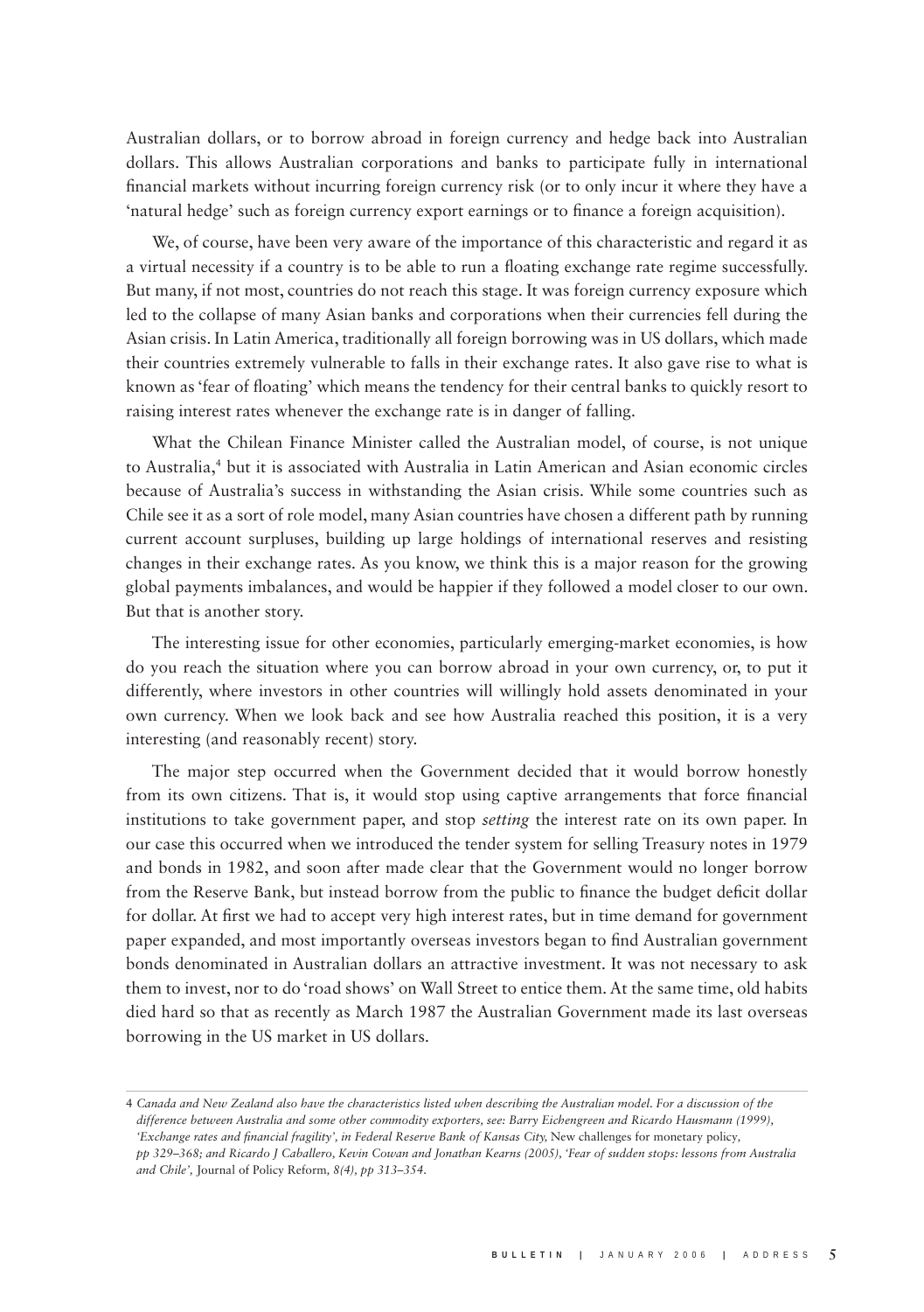Australian dollars, or to borrow abroad in foreign currency and hedge back into Australian dollars. This allows Australian corporations and banks to participate fully in international financial markets without incurring foreign currency risk (or to only incur it where they have a 'natural hedge' such as foreign currency export earnings or to finance a foreign acquisition).

We, of course, have been very aware of the importance of this characteristic and regard it as a virtual necessity if a country is to be able to run a floating exchange rate regime successfully. But many, if not most, countries do not reach this stage. It was foreign currency exposure which led to the collapse of many Asian banks and corporations when their currencies fell during the Asian crisis. In Latin America, traditionally all foreign borrowing was in US dollars, which made their countries extremely vulnerable to falls in their exchange rates. It also gave rise to what is known as 'fear of floating' which means the tendency for their central banks to quickly resort to raising interest rates whenever the exchange rate is in danger of falling.

What the Chilean Finance Minister called the Australian model, of course, is not unique to Australia,[4] but it is associated with Australia in Latin American and Asian economic circles because of Australia's success in withstanding the Asian crisis. While some countries such as Chile see it as a sort of role model, many Asian countries have chosen a different path by running current account surpluses, building up large holdings of international reserves and resisting changes in their exchange rates. As you know, we think this is a major reason for the growing global payments imbalances, and would be happier if they followed a model closer to our own. But that is another story.

The interesting issue for other economies, particularly emerging-market economies, is how do you reach the situation where you can borrow abroad in your own currency, or, to put it differently, where investors in other countries will willingly hold assets denominated in your own currency. When we look back and see how Australia reached this position, it is a very interesting (and reasonably recent) story.

The major step occurred when the Government decided that it would borrow honestly from its own citizens. That is, it would stop using captive arrangements that force financial institutions to take government paper, and stop *setting* the interest rate on its own paper. In our case this occurred when we introduced the tender system for selling Treasury notes in 1979 and bonds in 1982, and soon after made clear that the Government would no longer borrow from the Reserve Bank, but instead borrow from the public to finance the budget deficit dollar for dollar. At first we had to accept very high interest rates, but in time demand for government paper expanded, and most importantly overseas investors began to find Australian government bonds denominated in Australian dollars an attractive investment. It was not necessary to ask them to invest, nor to do 'road shows' on Wall Street to entice them. At the same time, old habits died hard so that as recently as March 1987 the Australian Government made its last overseas borrowing in the US market in US dollars.

---

4 *Canada and New Zealand also have the characteristics listed when describing the Australian model. For a discussion of the difference between Australia and some other commodity exporters, see: Barry Eichengreen and Ricardo Hausmann (1999), 'Exchange rates and financial fragility', in Federal Reserve Bank of Kansas City,* New challenges for monetary policy, *pp 329–368; and Ricardo J Caballero, Kevin Cowan and Jonathan Kearns (2005), 'Fear of sudden stops: lessons from Australia and Chile',* Journal of Policy Reform, *8(4), pp 313–354.*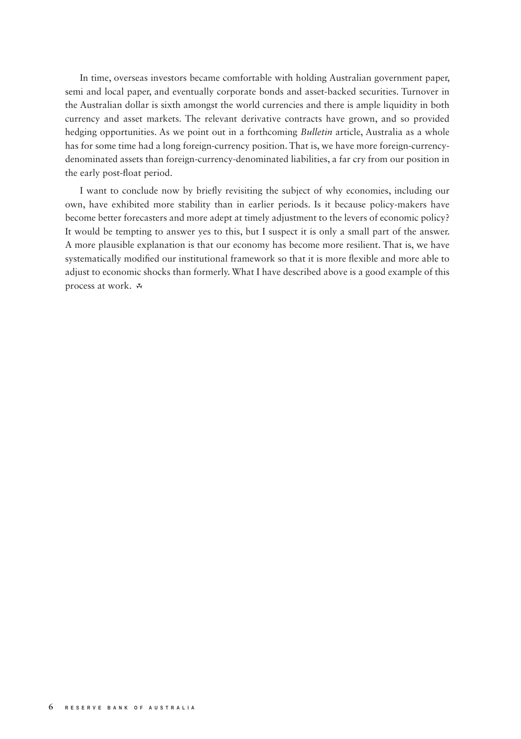In time, overseas investors became comfortable with holding Australian government paper, semi and local paper, and eventually corporate bonds and asset-backed securities. Turnover in the Australian dollar is sixth amongst the world currencies and there is ample liquidity in both currency and asset markets. The relevant derivative contracts have grown, and so provided hedging opportunities. As we point out in a forthcoming *Bulletin* article, Australia as a whole has for some time had a long foreign-currency position. That is, we have more foreign-currency-denominated assets than foreign-currency-denominated liabilities, a far cry from our position in the early post-float period.

I want to conclude now by briefly revisiting the subject of why economies, including our own, have exhibited more stability than in earlier periods. Is it because policy-makers have become better forecasters and more adept at timely adjustment to the levers of economic policy? It would be tempting to answer yes to this, but I suspect it is only a small part of the answer. A more plausible explanation is that our economy has become more resilient. That is, we have systematically modified our institutional framework so that it is more flexible and more able to adjust to economic shocks than formerly. What I have described above is a good example of this process at work.